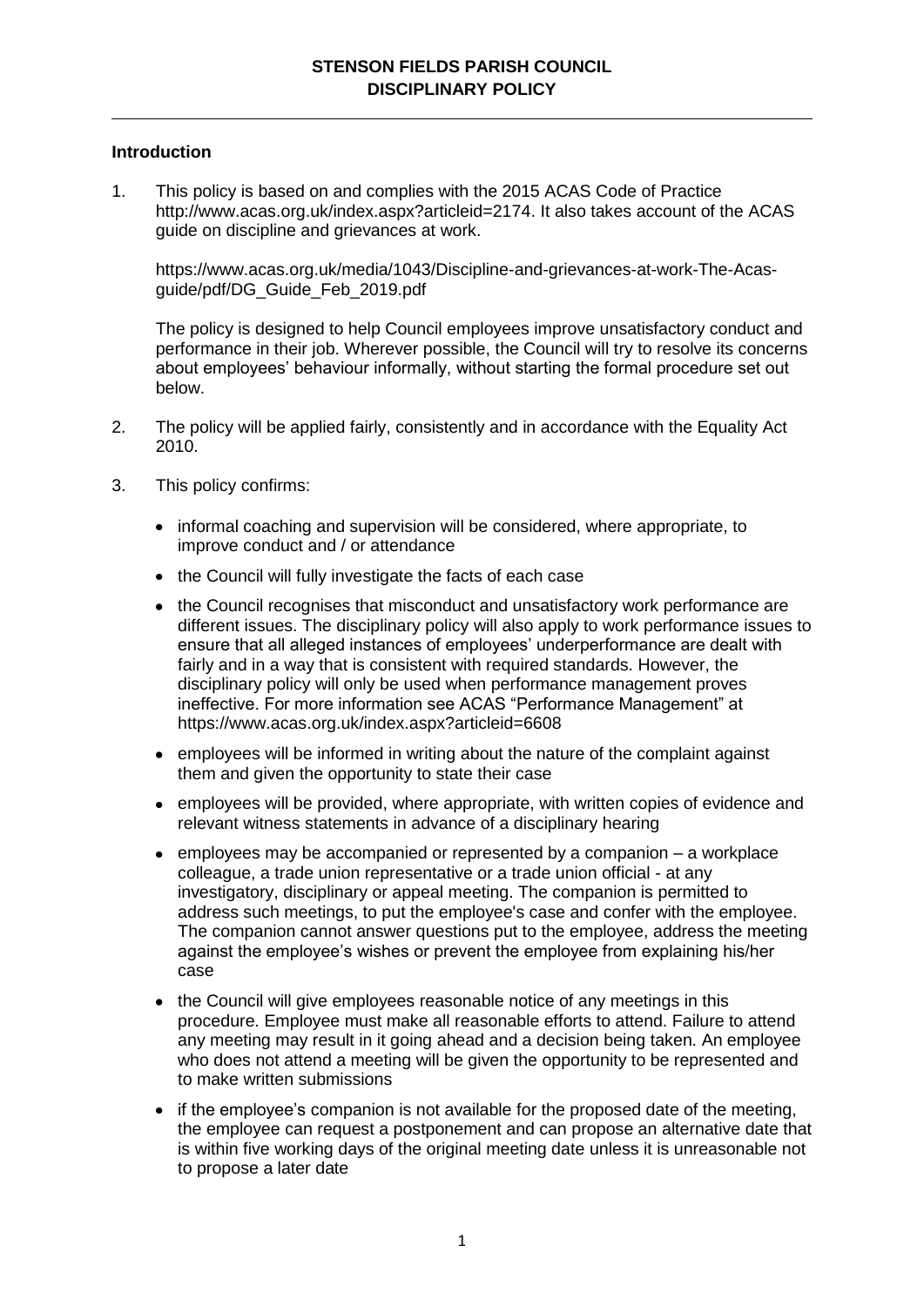# STENSON FIELDS PARISH COUNCIL
# DISCIPLINARY POLICY

## Introduction

1. This policy is based on and complies with the 2015 ACAS Code of Practice http://www.acas.org.uk/index.aspx?articleid=2174. It also takes account of the ACAS guide on discipline and grievances at work.

   https://www.acas.org.uk/media/1043/Discipline-and-grievances-at-work-The-Acas-guide/pdf/DG_Guide_Feb_2019.pdf

   The policy is designed to help Council employees improve unsatisfactory conduct and performance in their job. Wherever possible, the Council will try to resolve its concerns about employees' behaviour informally, without starting the formal procedure set out below.

2. The policy will be applied fairly, consistently and in accordance with the Equality Act 2010.

3. This policy confirms:

   - informal coaching and supervision will be considered, where appropriate, to improve conduct and / or attendance
   - the Council will fully investigate the facts of each case
   - the Council recognises that misconduct and unsatisfactory work performance are different issues. The disciplinary policy will also apply to work performance issues to ensure that all alleged instances of employees' underperformance are dealt with fairly and in a way that is consistent with required standards. However, the disciplinary policy will only be used when performance management proves ineffective. For more information see ACAS "Performance Management" at https://www.acas.org.uk/index.aspx?articleid=6608
   - employees will be informed in writing about the nature of the complaint against them and given the opportunity to state their case
   - employees will be provided, where appropriate, with written copies of evidence and relevant witness statements in advance of a disciplinary hearing
   - employees may be accompanied or represented by a companion – a workplace colleague, a trade union representative or a trade union official - at any investigatory, disciplinary or appeal meeting. The companion is permitted to address such meetings, to put the employee's case and confer with the employee. The companion cannot answer questions put to the employee, address the meeting against the employee's wishes or prevent the employee from explaining his/her case
   - the Council will give employees reasonable notice of any meetings in this procedure. Employee must make all reasonable efforts to attend. Failure to attend any meeting may result in it going ahead and a decision being taken. An employee who does not attend a meeting will be given the opportunity to be represented and to make written submissions
   - if the employee's companion is not available for the proposed date of the meeting, the employee can request a postponement and can propose an alternative date that is within five working days of the original meeting date unless it is unreasonable not to propose a later date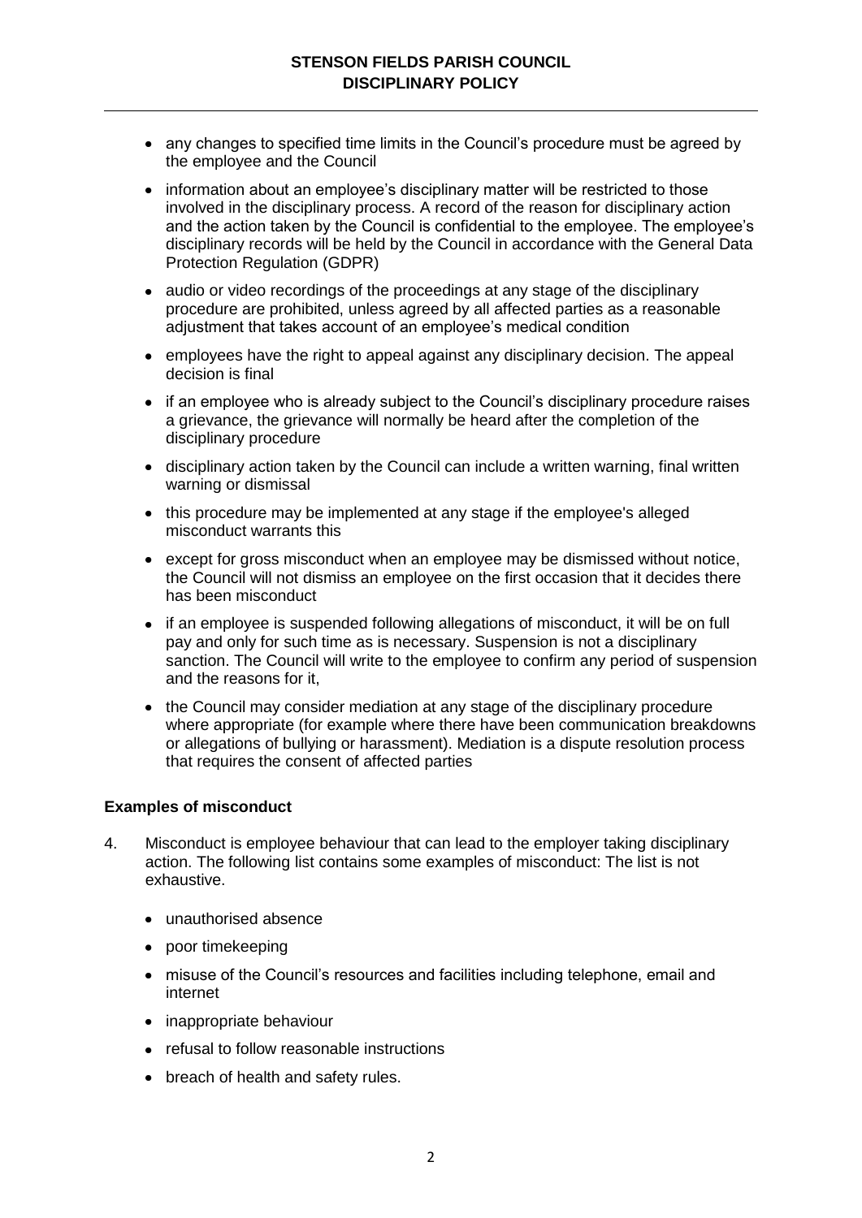- any changes to specified time limits in the Council's procedure must be agreed by the employee and the Council
- information about an employee's disciplinary matter will be restricted to those involved in the disciplinary process. A record of the reason for disciplinary action and the action taken by the Council is confidential to the employee. The employee's disciplinary records will be held by the Council in accordance with the General Data Protection Regulation (GDPR)
- audio or video recordings of the proceedings at any stage of the disciplinary procedure are prohibited, unless agreed by all affected parties as a reasonable adjustment that takes account of an employee's medical condition
- employees have the right to appeal against any disciplinary decision. The appeal decision is final
- if an employee who is already subject to the Council's disciplinary procedure raises a grievance, the grievance will normally be heard after the completion of the disciplinary procedure
- disciplinary action taken by the Council can include a written warning, final written warning or dismissal
- this procedure may be implemented at any stage if the employee's alleged misconduct warrants this
- except for gross misconduct when an employee may be dismissed without notice, the Council will not dismiss an employee on the first occasion that it decides there has been misconduct
- if an employee is suspended following allegations of misconduct, it will be on full pay and only for such time as is necessary. Suspension is not a disciplinary sanction. The Council will write to the employee to confirm any period of suspension and the reasons for it,
- the Council may consider mediation at any stage of the disciplinary procedure where appropriate (for example where there have been communication breakdowns or allegations of bullying or harassment). Mediation is a dispute resolution process that requires the consent of affected parties

## Examples of misconduct

4. Misconduct is employee behaviour that can lead to the employer taking disciplinary action. The following list contains some examples of misconduct: The list is not exhaustive.
   - unauthorised absence
   - poor timekeeping
   - misuse of the Council's resources and facilities including telephone, email and internet
   - inappropriate behaviour
   - refusal to follow reasonable instructions
   - breach of health and safety rules.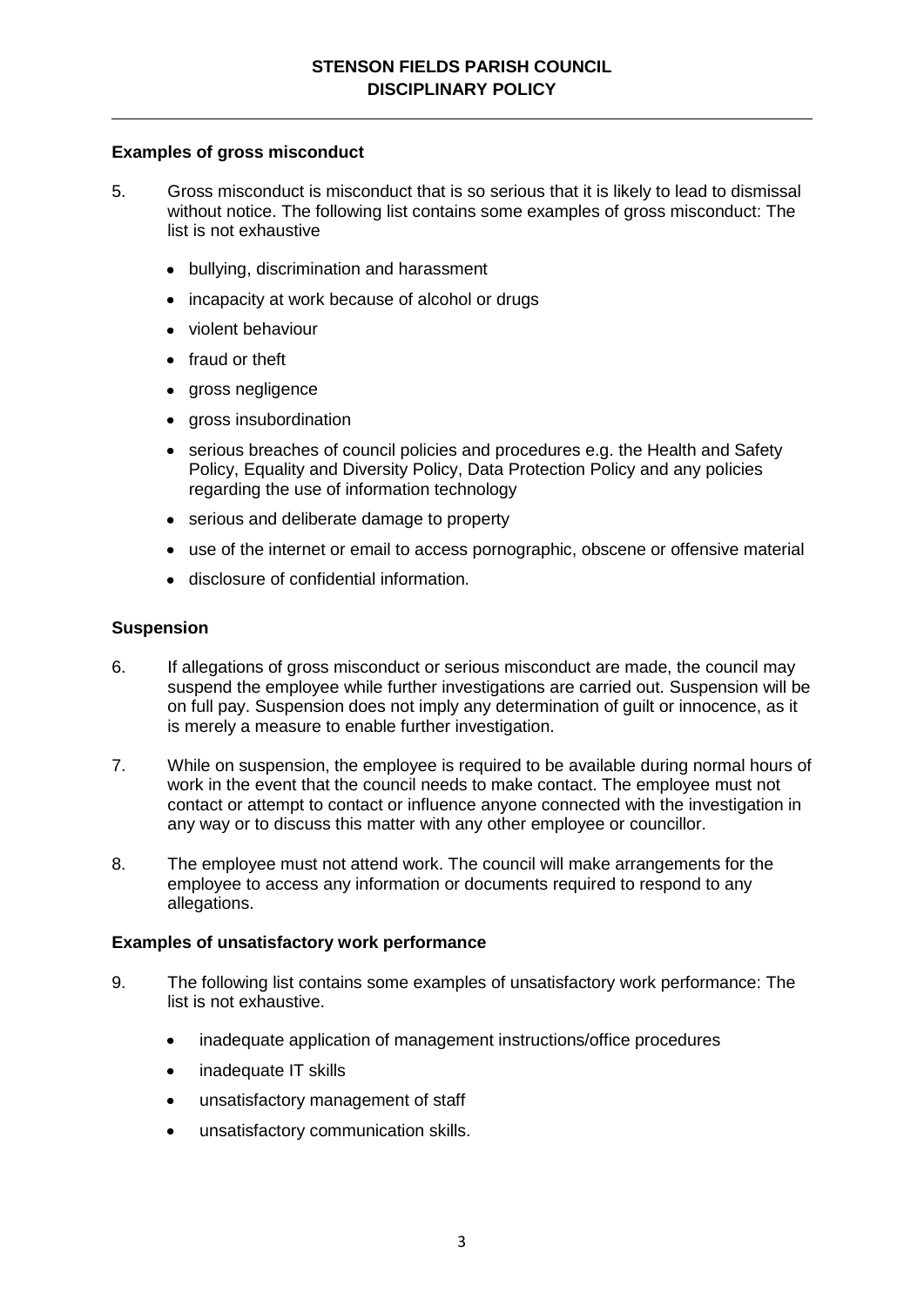### Examples of gross misconduct

5. Gross misconduct is misconduct that is so serious that it is likely to lead to dismissal without notice. The following list contains some examples of gross misconduct: The list is not exhaustive

   - bullying, discrimination and harassment
   - incapacity at work because of alcohol or drugs
   - violent behaviour
   - fraud or theft
   - gross negligence
   - gross insubordination
   - serious breaches of council policies and procedures e.g. the Health and Safety Policy, Equality and Diversity Policy, Data Protection Policy and any policies regarding the use of information technology
   - serious and deliberate damage to property
   - use of the internet or email to access pornographic, obscene or offensive material
   - disclosure of confidential information.

### Suspension

6. If allegations of gross misconduct or serious misconduct are made, the council may suspend the employee while further investigations are carried out. Suspension will be on full pay. Suspension does not imply any determination of guilt or innocence, as it is merely a measure to enable further investigation.

7. While on suspension, the employee is required to be available during normal hours of work in the event that the council needs to make contact. The employee must not contact or attempt to contact or influence anyone connected with the investigation in any way or to discuss this matter with any other employee or councillor.

8. The employee must not attend work. The council will make arrangements for the employee to access any information or documents required to respond to any allegations.

### Examples of unsatisfactory work performance

9. The following list contains some examples of unsatisfactory work performance: The list is not exhaustive.

   - inadequate application of management instructions/office procedures
   - inadequate IT skills
   - unsatisfactory management of staff
   - unsatisfactory communication skills.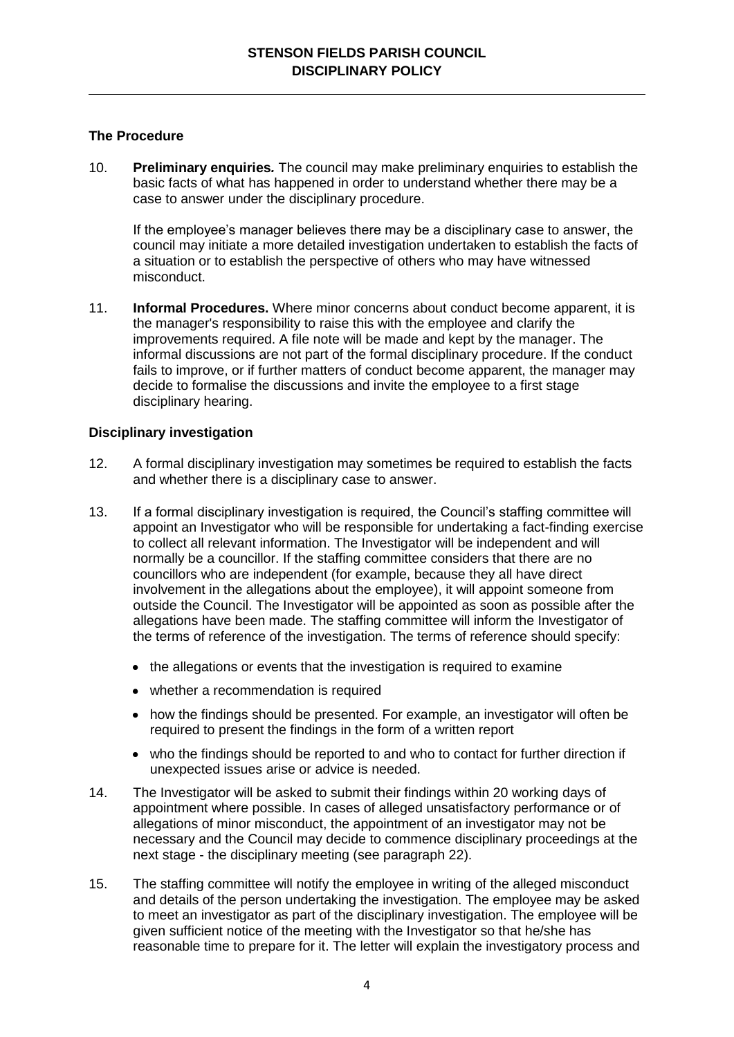## The Procedure

10. **Preliminary enquiries***.* The council may make preliminary enquiries to establish the basic facts of what has happened in order to understand whether there may be a case to answer under the disciplinary procedure.

    If the employee's manager believes there may be a disciplinary case to answer, the council may initiate a more detailed investigation undertaken to establish the facts of a situation or to establish the perspective of others who may have witnessed misconduct.

11. **Informal Procedures.** Where minor concerns about conduct become apparent, it is the manager's responsibility to raise this with the employee and clarify the improvements required. A file note will be made and kept by the manager. The informal discussions are not part of the formal disciplinary procedure. If the conduct fails to improve, or if further matters of conduct become apparent, the manager may decide to formalise the discussions and invite the employee to a first stage disciplinary hearing.

## Disciplinary investigation

12. A formal disciplinary investigation may sometimes be required to establish the facts and whether there is a disciplinary case to answer.

13. If a formal disciplinary investigation is required, the Council's staffing committee will appoint an Investigator who will be responsible for undertaking a fact-finding exercise to collect all relevant information. The Investigator will be independent and will normally be a councillor. If the staffing committee considers that there are no councillors who are independent (for example, because they all have direct involvement in the allegations about the employee), it will appoint someone from outside the Council. The Investigator will be appointed as soon as possible after the allegations have been made. The staffing committee will inform the Investigator of the terms of reference of the investigation. The terms of reference should specify:

    - the allegations or events that the investigation is required to examine
    - whether a recommendation is required
    - how the findings should be presented. For example, an investigator will often be required to present the findings in the form of a written report
    - who the findings should be reported to and who to contact for further direction if unexpected issues arise or advice is needed.

14. The Investigator will be asked to submit their findings within 20 working days of appointment where possible. In cases of alleged unsatisfactory performance or of allegations of minor misconduct, the appointment of an investigator may not be necessary and the Council may decide to commence disciplinary proceedings at the next stage - the disciplinary meeting (see paragraph 22).

15. The staffing committee will notify the employee in writing of the alleged misconduct and details of the person undertaking the investigation. The employee may be asked to meet an investigator as part of the disciplinary investigation. The employee will be given sufficient notice of the meeting with the Investigator so that he/she has reasonable time to prepare for it. The letter will explain the investigatory process and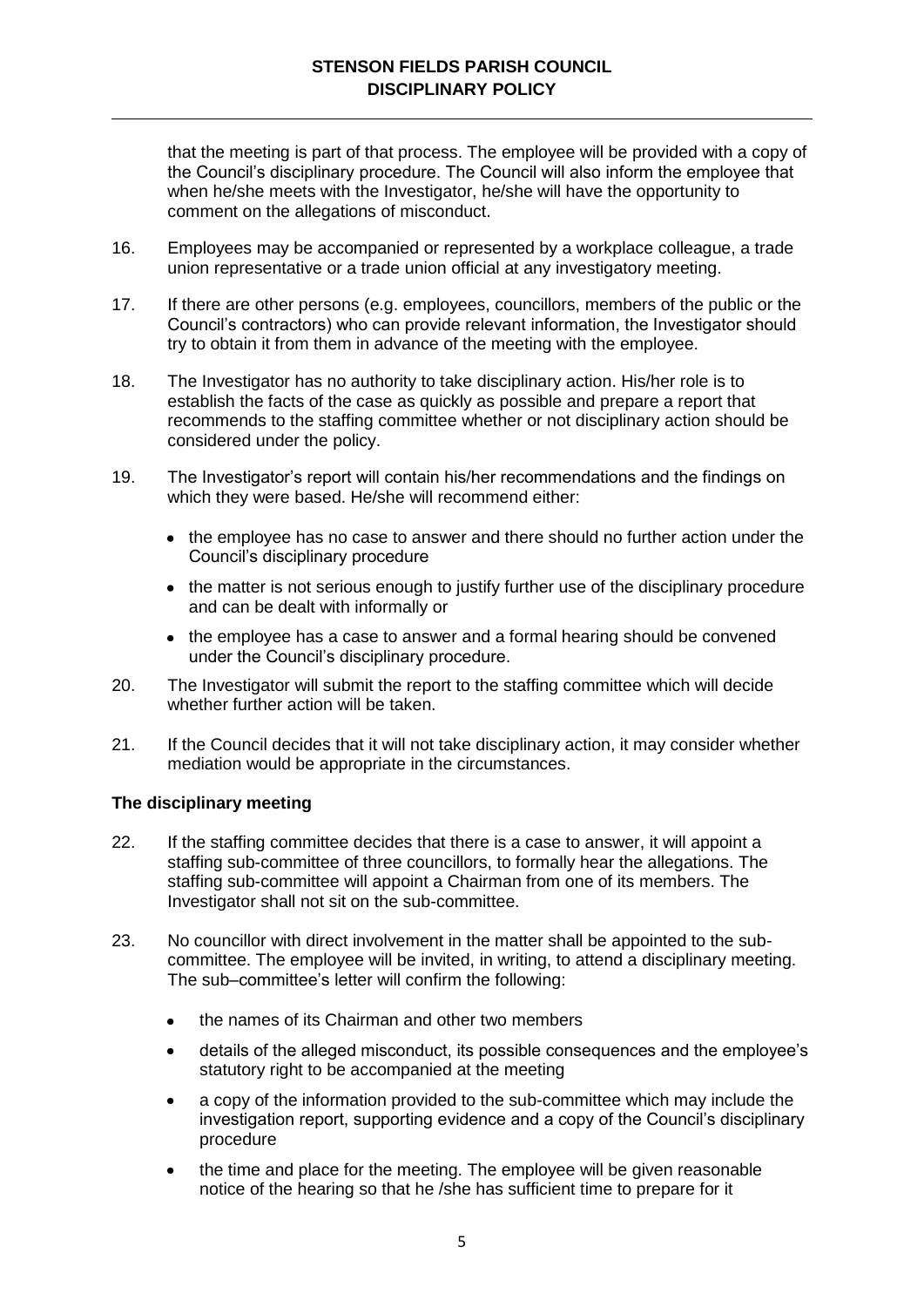that the meeting is part of that process. The employee will be provided with a copy of the Council's disciplinary procedure. The Council will also inform the employee that when he/she meets with the Investigator, he/she will have the opportunity to comment on the allegations of misconduct.

16. Employees may be accompanied or represented by a workplace colleague, a trade union representative or a trade union official at any investigatory meeting.

17. If there are other persons (e.g. employees, councillors, members of the public or the Council's contractors) who can provide relevant information, the Investigator should try to obtain it from them in advance of the meeting with the employee.

18. The Investigator has no authority to take disciplinary action. His/her role is to establish the facts of the case as quickly as possible and prepare a report that recommends to the staffing committee whether or not disciplinary action should be considered under the policy.

19. The Investigator's report will contain his/her recommendations and the findings on which they were based. He/she will recommend either:

    - the employee has no case to answer and there should no further action under the Council's disciplinary procedure
    - the matter is not serious enough to justify further use of the disciplinary procedure and can be dealt with informally or
    - the employee has a case to answer and a formal hearing should be convened under the Council's disciplinary procedure.

20. The Investigator will submit the report to the staffing committee which will decide whether further action will be taken.

21. If the Council decides that it will not take disciplinary action, it may consider whether mediation would be appropriate in the circumstances.

**The disciplinary meeting**

22. If the staffing committee decides that there is a case to answer, it will appoint a staffing sub-committee of three councillors, to formally hear the allegations. The staffing sub-committee will appoint a Chairman from one of its members. The Investigator shall not sit on the sub-committee.

23. No councillor with direct involvement in the matter shall be appointed to the sub-committee. The employee will be invited, in writing, to attend a disciplinary meeting. The sub–committee's letter will confirm the following:

    - the names of its Chairman and other two members
    - details of the alleged misconduct, its possible consequences and the employee's statutory right to be accompanied at the meeting
    - a copy of the information provided to the sub-committee which may include the investigation report, supporting evidence and a copy of the Council's disciplinary procedure
    - the time and place for the meeting. The employee will be given reasonable notice of the hearing so that he /she has sufficient time to prepare for it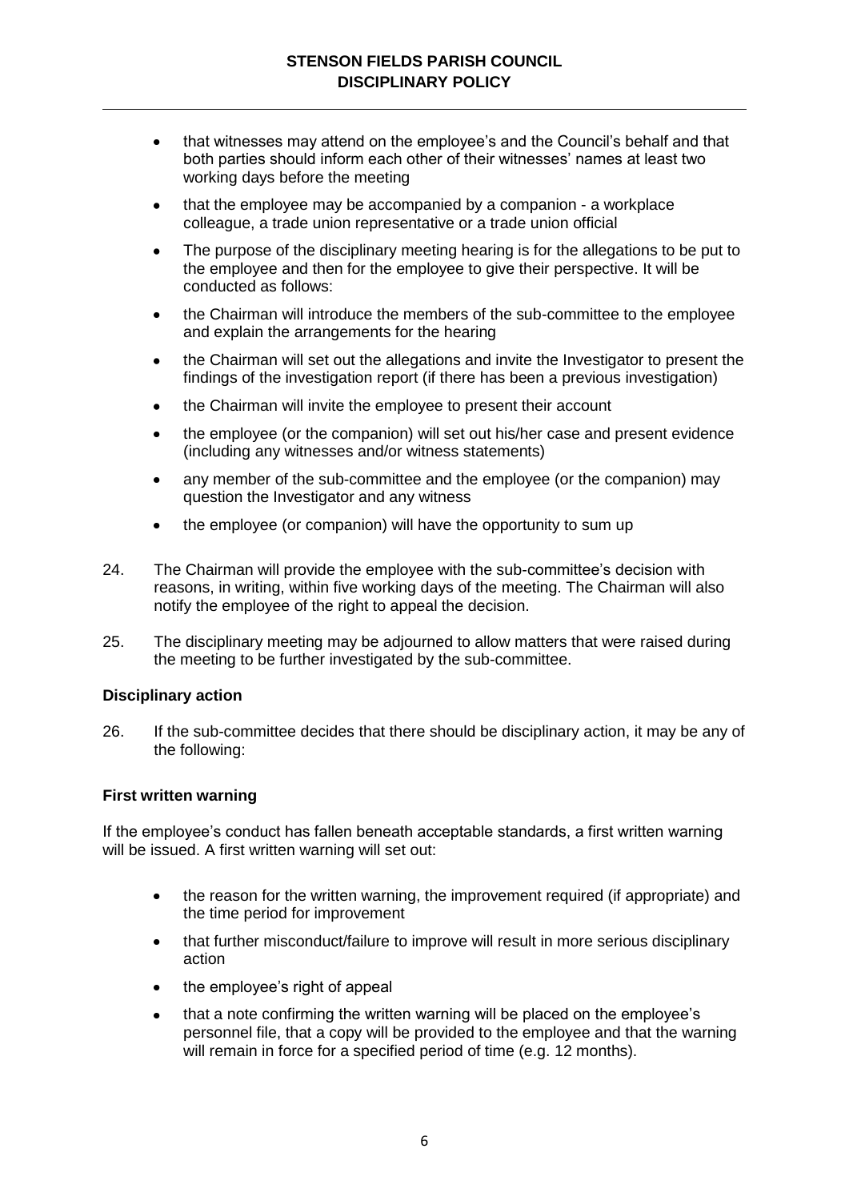- that witnesses may attend on the employee's and the Council's behalf and that both parties should inform each other of their witnesses' names at least two working days before the meeting
- that the employee may be accompanied by a companion - a workplace colleague, a trade union representative or a trade union official
- The purpose of the disciplinary meeting hearing is for the allegations to be put to the employee and then for the employee to give their perspective. It will be conducted as follows:
- the Chairman will introduce the members of the sub-committee to the employee and explain the arrangements for the hearing
- the Chairman will set out the allegations and invite the Investigator to present the findings of the investigation report (if there has been a previous investigation)
- the Chairman will invite the employee to present their account
- the employee (or the companion) will set out his/her case and present evidence (including any witnesses and/or witness statements)
- any member of the sub-committee and the employee (or the companion) may question the Investigator and any witness
- the employee (or companion) will have the opportunity to sum up

24. The Chairman will provide the employee with the sub-committee's decision with reasons, in writing, within five working days of the meeting. The Chairman will also notify the employee of the right to appeal the decision.

25. The disciplinary meeting may be adjourned to allow matters that were raised during the meeting to be further investigated by the sub-committee.

**Disciplinary action**

26. If the sub-committee decides that there should be disciplinary action, it may be any of the following:

**First written warning**

If the employee's conduct has fallen beneath acceptable standards, a first written warning will be issued. A first written warning will set out:

- the reason for the written warning, the improvement required (if appropriate) and the time period for improvement
- that further misconduct/failure to improve will result in more serious disciplinary action
- the employee's right of appeal
- that a note confirming the written warning will be placed on the employee's personnel file, that a copy will be provided to the employee and that the warning will remain in force for a specified period of time (e.g. 12 months).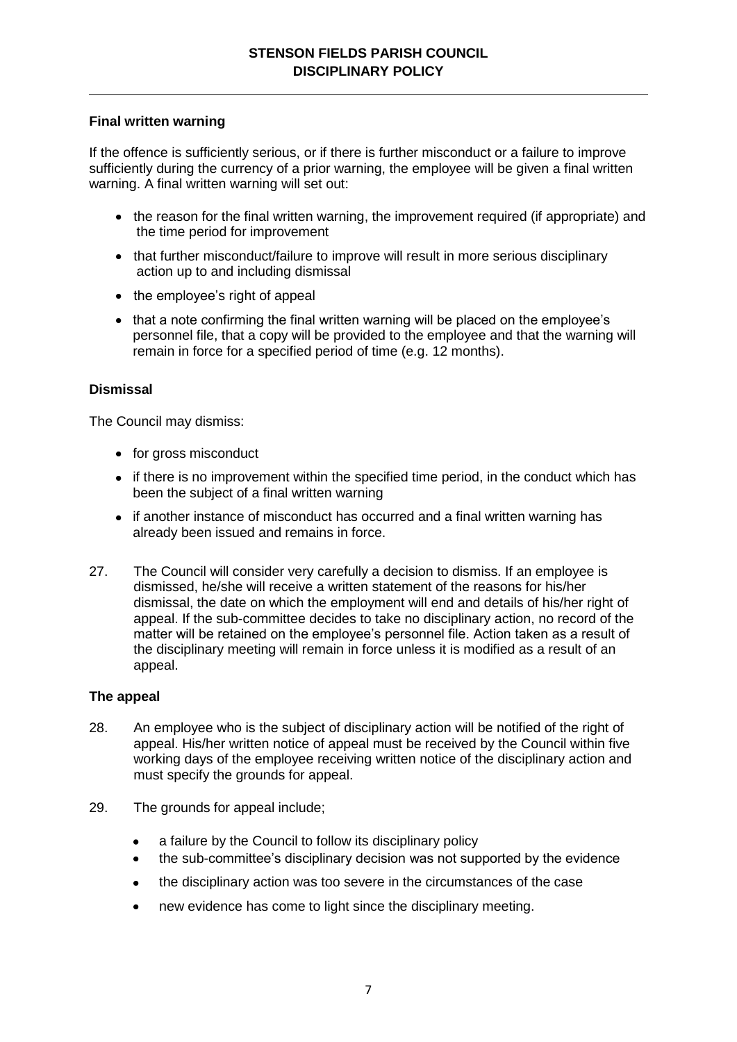**Final written warning**

If the offence is sufficiently serious, or if there is further misconduct or a failure to improve sufficiently during the currency of a prior warning, the employee will be given a final written warning. A final written warning will set out:

- the reason for the final written warning, the improvement required (if appropriate) and the time period for improvement
- that further misconduct/failure to improve will result in more serious disciplinary action up to and including dismissal
- the employee's right of appeal
- that a note confirming the final written warning will be placed on the employee's personnel file, that a copy will be provided to the employee and that the warning will remain in force for a specified period of time (e.g. 12 months).

**Dismissal**

The Council may dismiss:

- for gross misconduct
- if there is no improvement within the specified time period, in the conduct which has been the subject of a final written warning
- if another instance of misconduct has occurred and a final written warning has already been issued and remains in force.

27. The Council will consider very carefully a decision to dismiss. If an employee is dismissed, he/she will receive a written statement of the reasons for his/her dismissal, the date on which the employment will end and details of his/her right of appeal. If the sub-committee decides to take no disciplinary action, no record of the matter will be retained on the employee's personnel file. Action taken as a result of the disciplinary meeting will remain in force unless it is modified as a result of an appeal.

**The appeal**

28. An employee who is the subject of disciplinary action will be notified of the right of appeal. His/her written notice of appeal must be received by the Council within five working days of the employee receiving written notice of the disciplinary action and must specify the grounds for appeal.

29. The grounds for appeal include;

    - a failure by the Council to follow its disciplinary policy
    - the sub-committee's disciplinary decision was not supported by the evidence
    - the disciplinary action was too severe in the circumstances of the case
    - new evidence has come to light since the disciplinary meeting.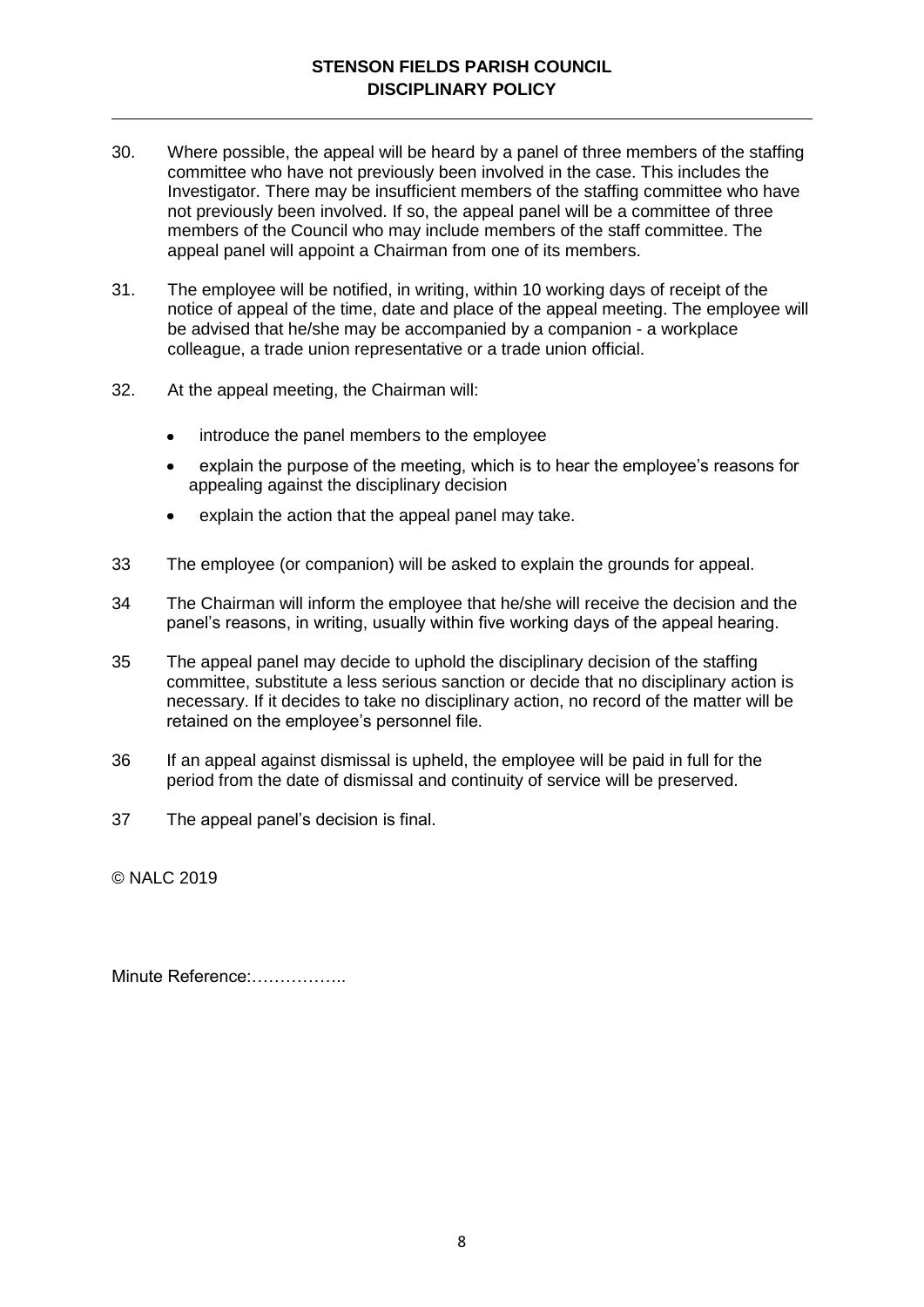30. Where possible, the appeal will be heard by a panel of three members of the staffing committee who have not previously been involved in the case. This includes the Investigator. There may be insufficient members of the staffing committee who have not previously been involved. If so, the appeal panel will be a committee of three members of the Council who may include members of the staff committee. The appeal panel will appoint a Chairman from one of its members.

31. The employee will be notified, in writing, within 10 working days of receipt of the notice of appeal of the time, date and place of the appeal meeting. The employee will be advised that he/she may be accompanied by a companion - a workplace colleague, a trade union representative or a trade union official.

32. At the appeal meeting, the Chairman will:

    - introduce the panel members to the employee
    - explain the purpose of the meeting, which is to hear the employee's reasons for appealing against the disciplinary decision
    - explain the action that the appeal panel may take.

33 The employee (or companion) will be asked to explain the grounds for appeal.

34 The Chairman will inform the employee that he/she will receive the decision and the panel's reasons, in writing, usually within five working days of the appeal hearing.

35 The appeal panel may decide to uphold the disciplinary decision of the staffing committee, substitute a less serious sanction or decide that no disciplinary action is necessary. If it decides to take no disciplinary action, no record of the matter will be retained on the employee's personnel file.

36 If an appeal against dismissal is upheld, the employee will be paid in full for the period from the date of dismissal and continuity of service will be preserved.

37 The appeal panel's decision is final.

© NALC 2019

Minute Reference:……………..